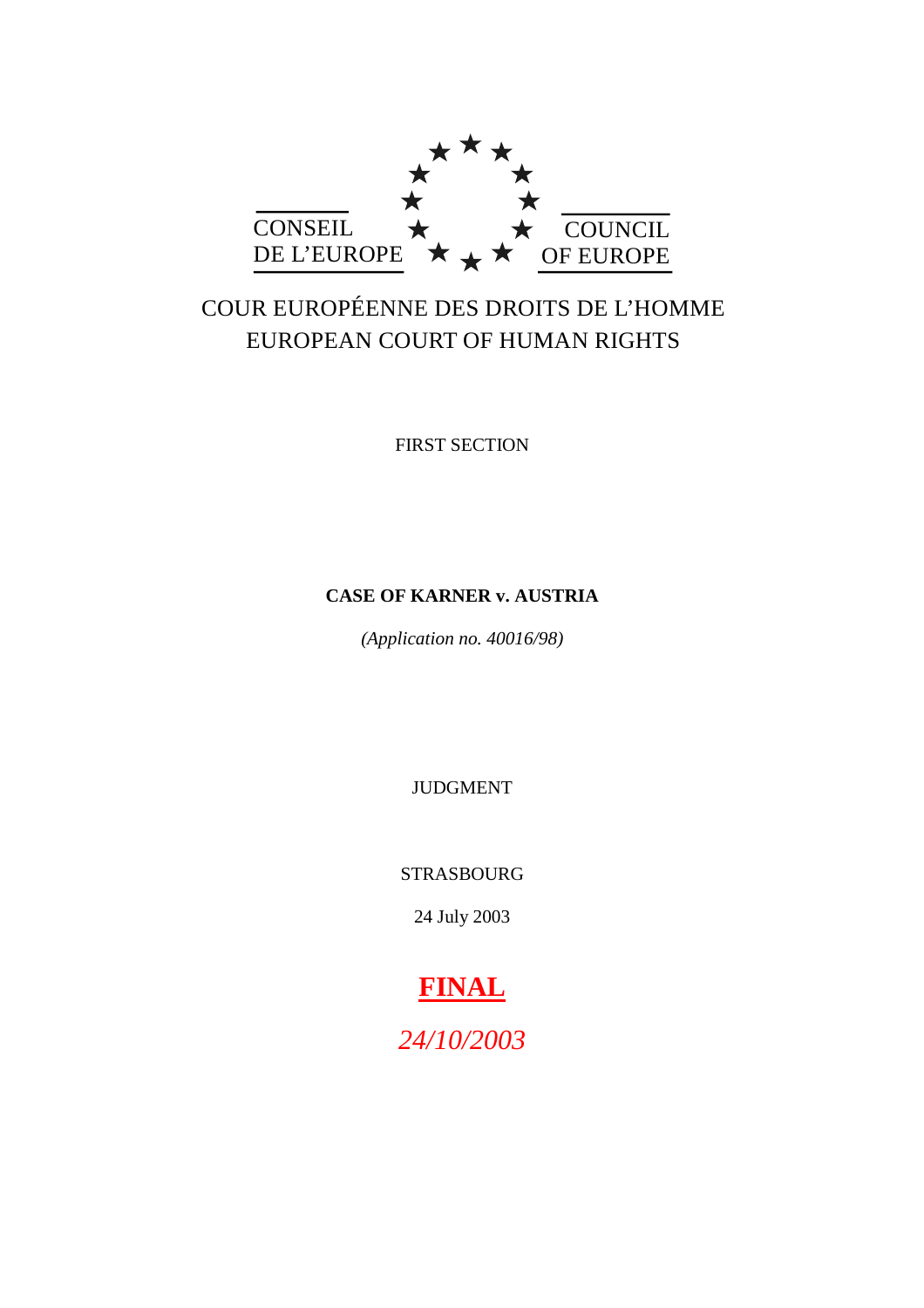CONSEIL DE L'EUROPE

COUNCIL OF EUROPE

COUR EUROPÉENNE DES DROITS DE L'HOMME
EUROPEAN COURT OF HUMAN RIGHTS

FIRST SECTION

**CASE OF KARNER v. AUSTRIA**

*(Application no. 40016/98)*

JUDGMENT

STRASBOURG

24 July 2003

**FINAL**

*24/10/2003*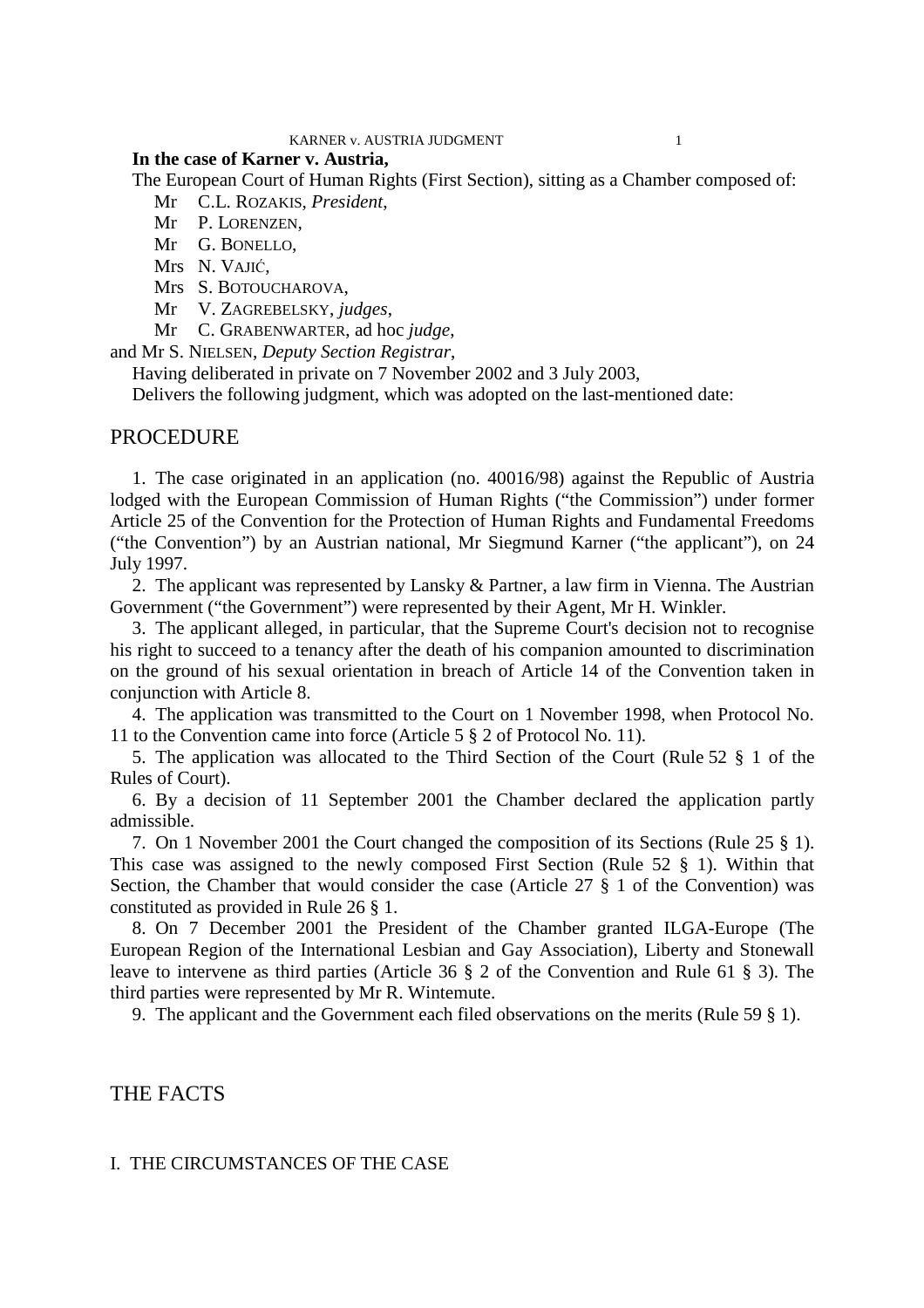**In the case of Karner v. Austria,**

The European Court of Human Rights (First Section), sitting as a Chamber composed of:

Mr C.L. ROZAKIS, *President*,
Mr P. LORENZEN,
Mr G. BONELLO,
Mrs N. VAJIĆ,
Mrs S. BOTOUCHAROVA,
Mr V. ZAGREBELSKY, *judges*,
Mr C. GRABENWARTER, ad hoc *judge*,

and Mr S. NIELSEN, *Deputy Section Registrar*,

Having deliberated in private on 7 November 2002 and 3 July 2003,

Delivers the following judgment, which was adopted on the last-mentioned date:

## PROCEDURE

1. The case originated in an application (no. 40016/98) against the Republic of Austria lodged with the European Commission of Human Rights ("the Commission") under former Article 25 of the Convention for the Protection of Human Rights and Fundamental Freedoms ("the Convention") by an Austrian national, Mr Siegmund Karner ("the applicant"), on 24 July 1997.

2. The applicant was represented by Lansky & Partner, a law firm in Vienna. The Austrian Government ("the Government") were represented by their Agent, Mr H. Winkler.

3. The applicant alleged, in particular, that the Supreme Court's decision not to recognise his right to succeed to a tenancy after the death of his companion amounted to discrimination on the ground of his sexual orientation in breach of Article 14 of the Convention taken in conjunction with Article 8.

4. The application was transmitted to the Court on 1 November 1998, when Protocol No. 11 to the Convention came into force (Article 5 § 2 of Protocol No. 11).

5. The application was allocated to the Third Section of the Court (Rule 52 § 1 of the Rules of Court).

6. By a decision of 11 September 2001 the Chamber declared the application partly admissible.

7. On 1 November 2001 the Court changed the composition of its Sections (Rule 25 § 1). This case was assigned to the newly composed First Section (Rule 52 § 1). Within that Section, the Chamber that would consider the case (Article 27 § 1 of the Convention) was constituted as provided in Rule 26 § 1.

8. On 7 December 2001 the President of the Chamber granted ILGA-Europe (The European Region of the International Lesbian and Gay Association), Liberty and Stonewall leave to intervene as third parties (Article 36 § 2 of the Convention and Rule 61 § 3). The third parties were represented by Mr R. Wintemute.

9. The applicant and the Government each filed observations on the merits (Rule 59 § 1).

## THE FACTS

### I. THE CIRCUMSTANCES OF THE CASE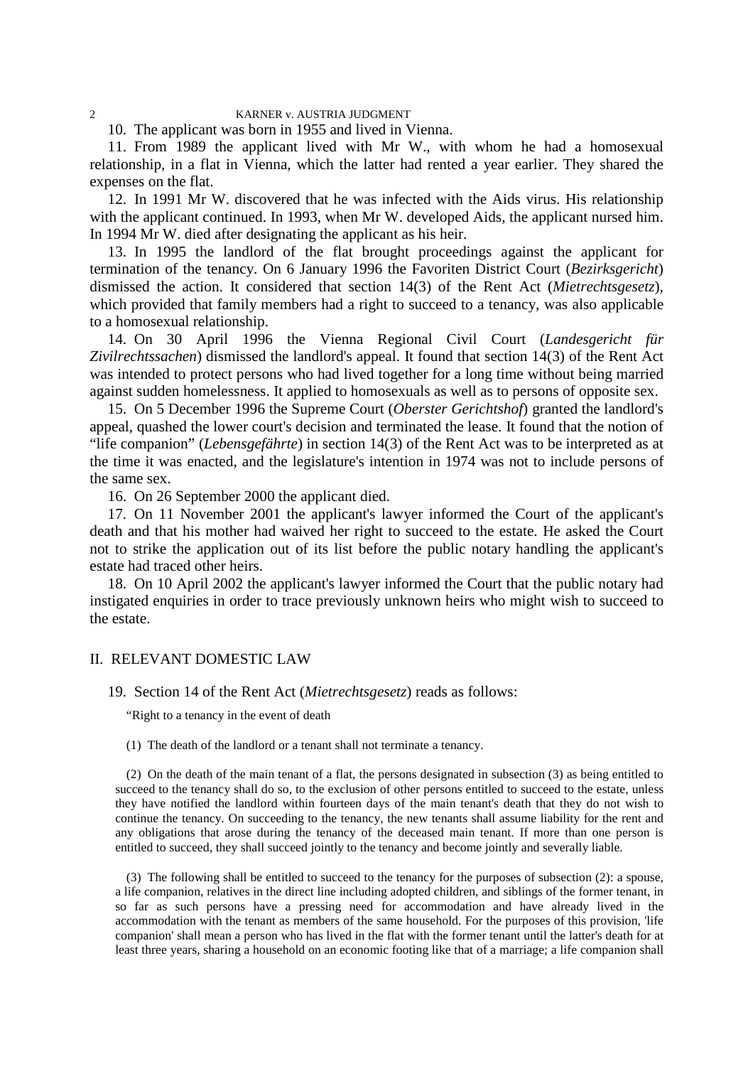10. The applicant was born in 1955 and lived in Vienna.

11. From 1989 the applicant lived with Mr W., with whom he had a homosexual relationship, in a flat in Vienna, which the latter had rented a year earlier. They shared the expenses on the flat.

12. In 1991 Mr W. discovered that he was infected with the Aids virus. His relationship with the applicant continued. In 1993, when Mr W. developed Aids, the applicant nursed him. In 1994 Mr W. died after designating the applicant as his heir.

13. In 1995 the landlord of the flat brought proceedings against the applicant for termination of the tenancy. On 6 January 1996 the Favoriten District Court (*Bezirksgericht*) dismissed the action. It considered that section 14(3) of the Rent Act (*Mietrechtsgesetz*), which provided that family members had a right to succeed to a tenancy, was also applicable to a homosexual relationship.

14. On 30 April 1996 the Vienna Regional Civil Court (*Landesgericht für Zivilrechtssachen*) dismissed the landlord's appeal. It found that section 14(3) of the Rent Act was intended to protect persons who had lived together for a long time without being married against sudden homelessness. It applied to homosexuals as well as to persons of opposite sex.

15. On 5 December 1996 the Supreme Court (*Oberster Gerichtshof*) granted the landlord's appeal, quashed the lower court's decision and terminated the lease. It found that the notion of "life companion" (*Lebensgefährte*) in section 14(3) of the Rent Act was to be interpreted as at the time it was enacted, and the legislature's intention in 1974 was not to include persons of the same sex.

16. On 26 September 2000 the applicant died.

17. On 11 November 2001 the applicant's lawyer informed the Court of the applicant's death and that his mother had waived her right to succeed to the estate. He asked the Court not to strike the application out of its list before the public notary handling the applicant's estate had traced other heirs.

18. On 10 April 2002 the applicant's lawyer informed the Court that the public notary had instigated enquiries in order to trace previously unknown heirs who might wish to succeed to the estate.

## II. RELEVANT DOMESTIC LAW

19. Section 14 of the Rent Act (*Mietrechtsgesetz*) reads as follows:

> "Right to a tenancy in the event of death
>
> (1) The death of the landlord or a tenant shall not terminate a tenancy.
>
> (2) On the death of the main tenant of a flat, the persons designated in subsection (3) as being entitled to succeed to the tenancy shall do so, to the exclusion of other persons entitled to succeed to the estate, unless they have notified the landlord within fourteen days of the main tenant's death that they do not wish to continue the tenancy. On succeeding to the tenancy, the new tenants shall assume liability for the rent and any obligations that arose during the tenancy of the deceased main tenant. If more than one person is entitled to succeed, they shall succeed jointly to the tenancy and become jointly and severally liable.
>
> (3) The following shall be entitled to succeed to the tenancy for the purposes of subsection (2): a spouse, a life companion, relatives in the direct line including adopted children, and siblings of the former tenant, in so far as such persons have a pressing need for accommodation and have already lived in the accommodation with the tenant as members of the same household. For the purposes of this provision, 'life companion' shall mean a person who has lived in the flat with the former tenant until the latter's death for at least three years, sharing a household on an economic footing like that of a marriage; a life companion shall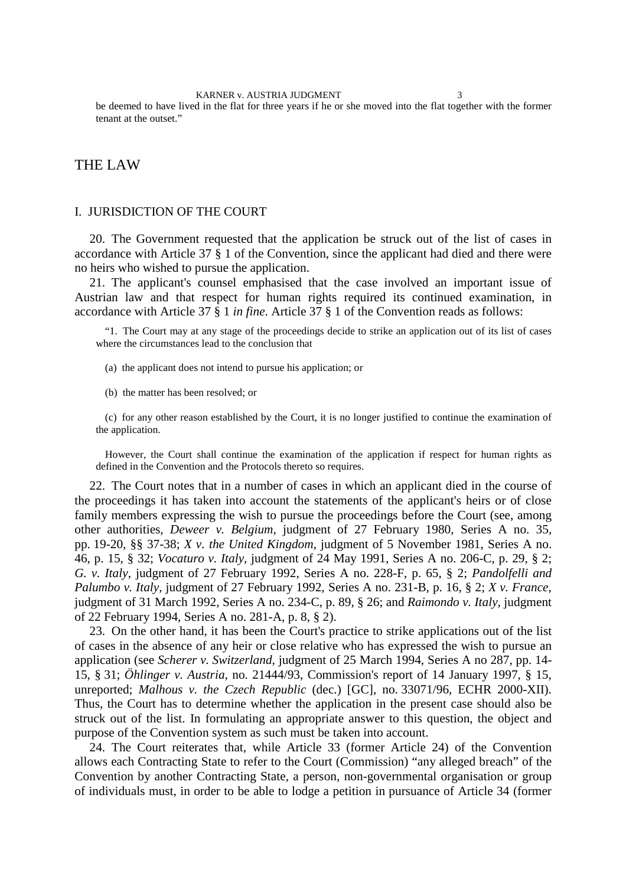be deemed to have lived in the flat for three years if he or she moved into the flat together with the former tenant at the outset."

# THE LAW

## I. JURISDICTION OF THE COURT

20. The Government requested that the application be struck out of the list of cases in accordance with Article 37 § 1 of the Convention, since the applicant had died and there were no heirs who wished to pursue the application.

21. The applicant's counsel emphasised that the case involved an important issue of Austrian law and that respect for human rights required its continued examination, in accordance with Article 37 § 1 *in fine*. Article 37 § 1 of the Convention reads as follows:

> "1. The Court may at any stage of the proceedings decide to strike an application out of its list of cases where the circumstances lead to the conclusion that
>
> (a) the applicant does not intend to pursue his application; or
>
> (b) the matter has been resolved; or
>
> (c) for any other reason established by the Court, it is no longer justified to continue the examination of the application.
>
> However, the Court shall continue the examination of the application if respect for human rights as defined in the Convention and the Protocols thereto so requires.

22. The Court notes that in a number of cases in which an applicant died in the course of the proceedings it has taken into account the statements of the applicant's heirs or of close family members expressing the wish to pursue the proceedings before the Court (see, among other authorities, *Deweer v. Belgium*, judgment of 27 February 1980, Series A no. 35, pp. 19-20, §§ 37-38; *X v. the United Kingdom*, judgment of 5 November 1981, Series A no. 46, p. 15, § 32; *Vocaturo v. Italy*, judgment of 24 May 1991, Series A no. 206-C, p. 29, § 2; *G. v. Italy*, judgment of 27 February 1992, Series A no. 228-F, p. 65, § 2; *Pandolfelli and Palumbo v. Italy*, judgment of 27 February 1992, Series A no. 231-B, p. 16, § 2; *X v. France*, judgment of 31 March 1992, Series A no. 234-C, p. 89, § 26; and *Raimondo v. Italy*, judgment of 22 February 1994, Series A no. 281-A, p. 8, § 2).

23. On the other hand, it has been the Court's practice to strike applications out of the list of cases in the absence of any heir or close relative who has expressed the wish to pursue an application (see *Scherer v. Switzerland*, judgment of 25 March 1994, Series A no 287, pp. 14-15, § 31; *Öhlinger v. Austria*, no. 21444/93, Commission's report of 14 January 1997, § 15, unreported; *Malhous v. the Czech Republic* (dec.) [GC], no. 33071/96, ECHR 2000-XII). Thus, the Court has to determine whether the application in the present case should also be struck out of the list. In formulating an appropriate answer to this question, the object and purpose of the Convention system as such must be taken into account.

24. The Court reiterates that, while Article 33 (former Article 24) of the Convention allows each Contracting State to refer to the Court (Commission) "any alleged breach" of the Convention by another Contracting State, a person, non-governmental organisation or group of individuals must, in order to be able to lodge a petition in pursuance of Article 34 (former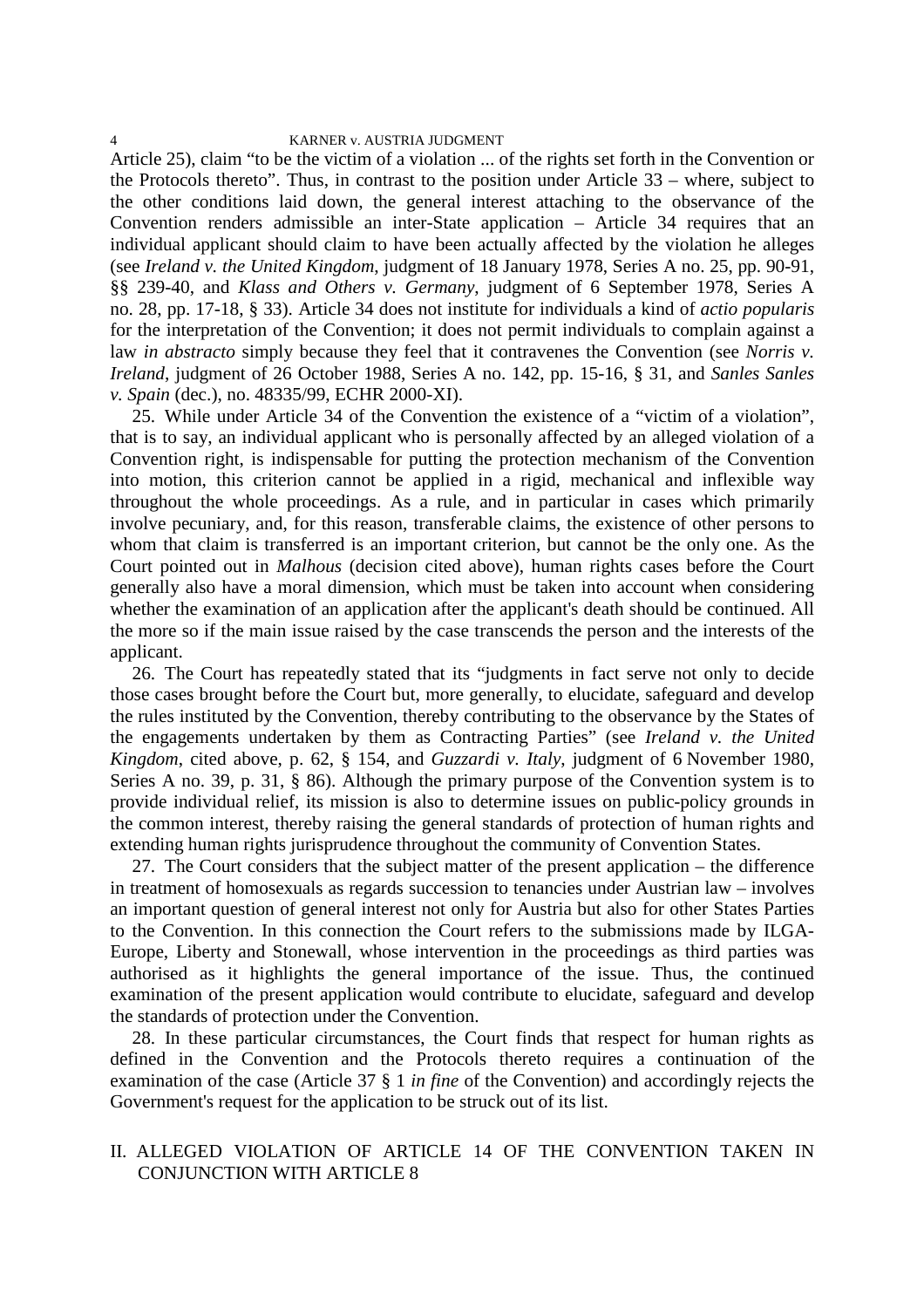Article 25), claim "to be the victim of a violation ... of the rights set forth in the Convention or the Protocols thereto". Thus, in contrast to the position under Article 33 – where, subject to the other conditions laid down, the general interest attaching to the observance of the Convention renders admissible an inter-State application – Article 34 requires that an individual applicant should claim to have been actually affected by the violation he alleges (see *Ireland v. the United Kingdom*, judgment of 18 January 1978, Series A no. 25, pp. 90-91, §§ 239-40, and *Klass and Others v. Germany*, judgment of 6 September 1978, Series A no. 28, pp. 17-18, § 33). Article 34 does not institute for individuals a kind of *actio popularis* for the interpretation of the Convention; it does not permit individuals to complain against a law *in abstracto* simply because they feel that it contravenes the Convention (see *Norris v. Ireland*, judgment of 26 October 1988, Series A no. 142, pp. 15-16, § 31, and *Sanles Sanles v. Spain* (dec.), no. 48335/99, ECHR 2000-XI).

25. While under Article 34 of the Convention the existence of a "victim of a violation", that is to say, an individual applicant who is personally affected by an alleged violation of a Convention right, is indispensable for putting the protection mechanism of the Convention into motion, this criterion cannot be applied in a rigid, mechanical and inflexible way throughout the whole proceedings. As a rule, and in particular in cases which primarily involve pecuniary, and, for this reason, transferable claims, the existence of other persons to whom that claim is transferred is an important criterion, but cannot be the only one. As the Court pointed out in *Malhous* (decision cited above), human rights cases before the Court generally also have a moral dimension, which must be taken into account when considering whether the examination of an application after the applicant's death should be continued. All the more so if the main issue raised by the case transcends the person and the interests of the applicant.

26. The Court has repeatedly stated that its "judgments in fact serve not only to decide those cases brought before the Court but, more generally, to elucidate, safeguard and develop the rules instituted by the Convention, thereby contributing to the observance by the States of the engagements undertaken by them as Contracting Parties" (see *Ireland v. the United Kingdom*, cited above, p. 62, § 154, and *Guzzardi v. Italy*, judgment of 6 November 1980, Series A no. 39, p. 31, § 86). Although the primary purpose of the Convention system is to provide individual relief, its mission is also to determine issues on public-policy grounds in the common interest, thereby raising the general standards of protection of human rights and extending human rights jurisprudence throughout the community of Convention States.

27. The Court considers that the subject matter of the present application – the difference in treatment of homosexuals as regards succession to tenancies under Austrian law – involves an important question of general interest not only for Austria but also for other States Parties to the Convention. In this connection the Court refers to the submissions made by ILGA-Europe, Liberty and Stonewall, whose intervention in the proceedings as third parties was authorised as it highlights the general importance of the issue. Thus, the continued examination of the present application would contribute to elucidate, safeguard and develop the standards of protection under the Convention.

28. In these particular circumstances, the Court finds that respect for human rights as defined in the Convention and the Protocols thereto requires a continuation of the examination of the case (Article 37 § 1 *in fine* of the Convention) and accordingly rejects the Government's request for the application to be struck out of its list.

## II. ALLEGED VIOLATION OF ARTICLE 14 OF THE CONVENTION TAKEN IN CONJUNCTION WITH ARTICLE 8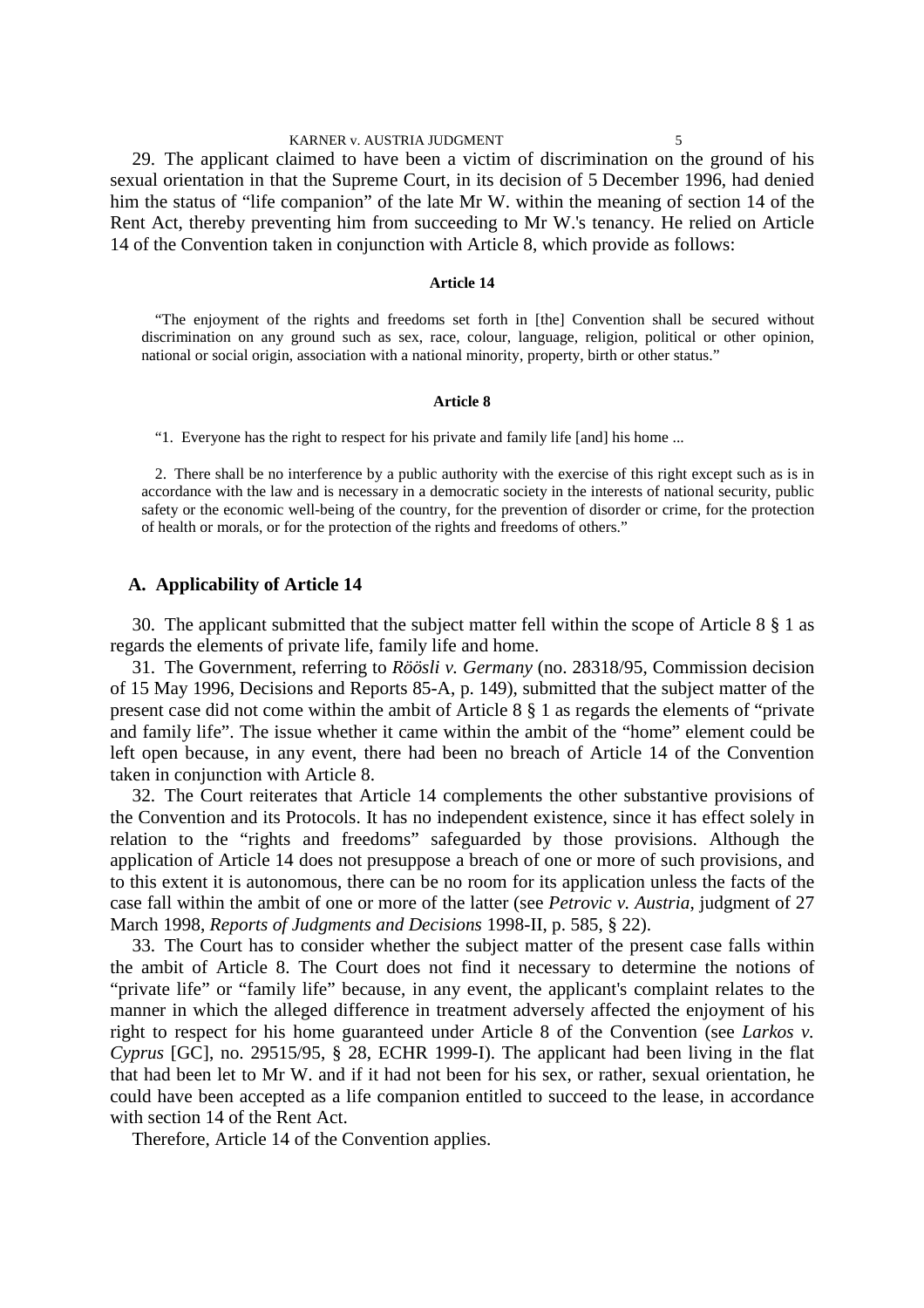29. The applicant claimed to have been a victim of discrimination on the ground of his sexual orientation in that the Supreme Court, in its decision of 5 December 1996, had denied him the status of "life companion" of the late Mr W. within the meaning of section 14 of the Rent Act, thereby preventing him from succeeding to Mr W.'s tenancy. He relied on Article 14 of the Convention taken in conjunction with Article 8, which provide as follows:

#### Article 14

"The enjoyment of the rights and freedoms set forth in [the] Convention shall be secured without discrimination on any ground such as sex, race, colour, language, religion, political or other opinion, national or social origin, association with a national minority, property, birth or other status."

#### Article 8

"1. Everyone has the right to respect for his private and family life [and] his home ...

2. There shall be no interference by a public authority with the exercise of this right except such as is in accordance with the law and is necessary in a democratic society in the interests of national security, public safety or the economic well-being of the country, for the prevention of disorder or crime, for the protection of health or morals, or for the protection of the rights and freedoms of others."

### A. Applicability of Article 14

30. The applicant submitted that the subject matter fell within the scope of Article 8 § 1 as regards the elements of private life, family life and home.

31. The Government, referring to *Röösli v. Germany* (no. 28318/95, Commission decision of 15 May 1996, Decisions and Reports 85-A, p. 149), submitted that the subject matter of the present case did not come within the ambit of Article 8 § 1 as regards the elements of "private and family life". The issue whether it came within the ambit of the "home" element could be left open because, in any event, there had been no breach of Article 14 of the Convention taken in conjunction with Article 8.

32. The Court reiterates that Article 14 complements the other substantive provisions of the Convention and its Protocols. It has no independent existence, since it has effect solely in relation to the "rights and freedoms" safeguarded by those provisions. Although the application of Article 14 does not presuppose a breach of one or more of such provisions, and to this extent it is autonomous, there can be no room for its application unless the facts of the case fall within the ambit of one or more of the latter (see *Petrovic v. Austria*, judgment of 27 March 1998, *Reports of Judgments and Decisions* 1998-II, p. 585, § 22).

33. The Court has to consider whether the subject matter of the present case falls within the ambit of Article 8. The Court does not find it necessary to determine the notions of "private life" or "family life" because, in any event, the applicant's complaint relates to the manner in which the alleged difference in treatment adversely affected the enjoyment of his right to respect for his home guaranteed under Article 8 of the Convention (see *Larkos v. Cyprus* [GC], no. 29515/95, § 28, ECHR 1999-I). The applicant had been living in the flat that had been let to Mr W. and if it had not been for his sex, or rather, sexual orientation, he could have been accepted as a life companion entitled to succeed to the lease, in accordance with section 14 of the Rent Act.

Therefore, Article 14 of the Convention applies.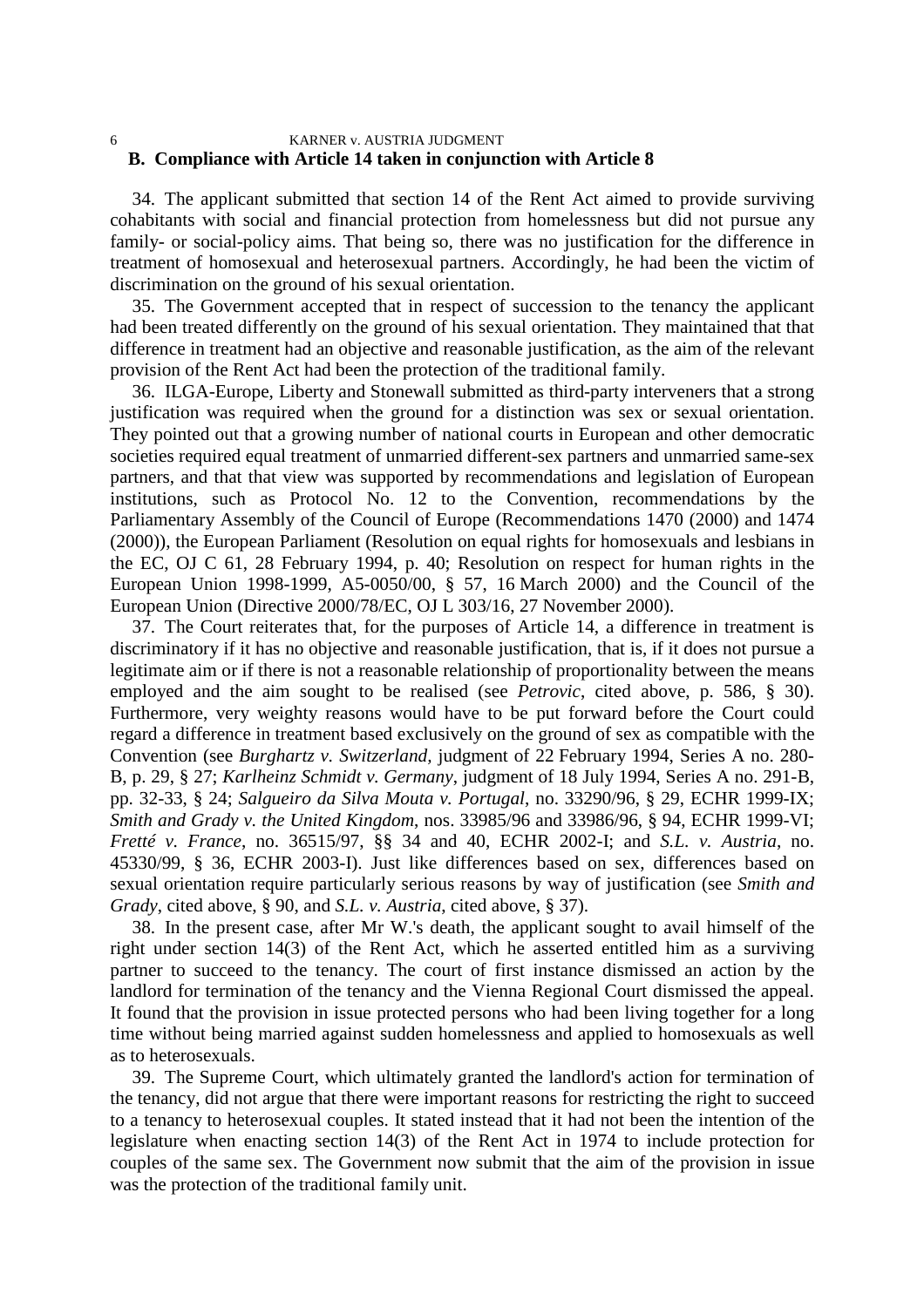## B. Compliance with Article 14 taken in conjunction with Article 8

34. The applicant submitted that section 14 of the Rent Act aimed to provide surviving cohabitants with social and financial protection from homelessness but did not pursue any family- or social-policy aims. That being so, there was no justification for the difference in treatment of homosexual and heterosexual partners. Accordingly, he had been the victim of discrimination on the ground of his sexual orientation.

35. The Government accepted that in respect of succession to the tenancy the applicant had been treated differently on the ground of his sexual orientation. They maintained that that difference in treatment had an objective and reasonable justification, as the aim of the relevant provision of the Rent Act had been the protection of the traditional family.

36. ILGA-Europe, Liberty and Stonewall submitted as third-party interveners that a strong justification was required when the ground for a distinction was sex or sexual orientation. They pointed out that a growing number of national courts in European and other democratic societies required equal treatment of unmarried different-sex partners and unmarried same-sex partners, and that that view was supported by recommendations and legislation of European institutions, such as Protocol No. 12 to the Convention, recommendations by the Parliamentary Assembly of the Council of Europe (Recommendations 1470 (2000) and 1474 (2000)), the European Parliament (Resolution on equal rights for homosexuals and lesbians in the EC, OJ C 61, 28 February 1994, p. 40; Resolution on respect for human rights in the European Union 1998-1999, A5-0050/00, § 57, 16 March 2000) and the Council of the European Union (Directive 2000/78/EC, OJ L 303/16, 27 November 2000).

37. The Court reiterates that, for the purposes of Article 14, a difference in treatment is discriminatory if it has no objective and reasonable justification, that is, if it does not pursue a legitimate aim or if there is not a reasonable relationship of proportionality between the means employed and the aim sought to be realised (see *Petrovic*, cited above, p. 586, § 30). Furthermore, very weighty reasons would have to be put forward before the Court could regard a difference in treatment based exclusively on the ground of sex as compatible with the Convention (see *Burghartz v. Switzerland*, judgment of 22 February 1994, Series A no. 280-B, p. 29, § 27; *Karlheinz Schmidt v. Germany*, judgment of 18 July 1994, Series A no. 291-B, pp. 32-33, § 24; *Salgueiro da Silva Mouta v. Portugal*, no. 33290/96, § 29, ECHR 1999-IX; *Smith and Grady v. the United Kingdom*, nos. 33985/96 and 33986/96, § 94, ECHR 1999-VI; *Fretté v. France*, no. 36515/97, §§ 34 and 40, ECHR 2002-I; and *S.L. v. Austria*, no. 45330/99, § 36, ECHR 2003-I). Just like differences based on sex, differences based on sexual orientation require particularly serious reasons by way of justification (see *Smith and Grady*, cited above, § 90, and *S.L. v. Austria*, cited above, § 37).

38. In the present case, after Mr W.'s death, the applicant sought to avail himself of the right under section 14(3) of the Rent Act, which he asserted entitled him as a surviving partner to succeed to the tenancy. The court of first instance dismissed an action by the landlord for termination of the tenancy and the Vienna Regional Court dismissed the appeal. It found that the provision in issue protected persons who had been living together for a long time without being married against sudden homelessness and applied to homosexuals as well as to heterosexuals.

39. The Supreme Court, which ultimately granted the landlord's action for termination of the tenancy, did not argue that there were important reasons for restricting the right to succeed to a tenancy to heterosexual couples. It stated instead that it had not been the intention of the legislature when enacting section 14(3) of the Rent Act in 1974 to include protection for couples of the same sex. The Government now submit that the aim of the provision in issue was the protection of the traditional family unit.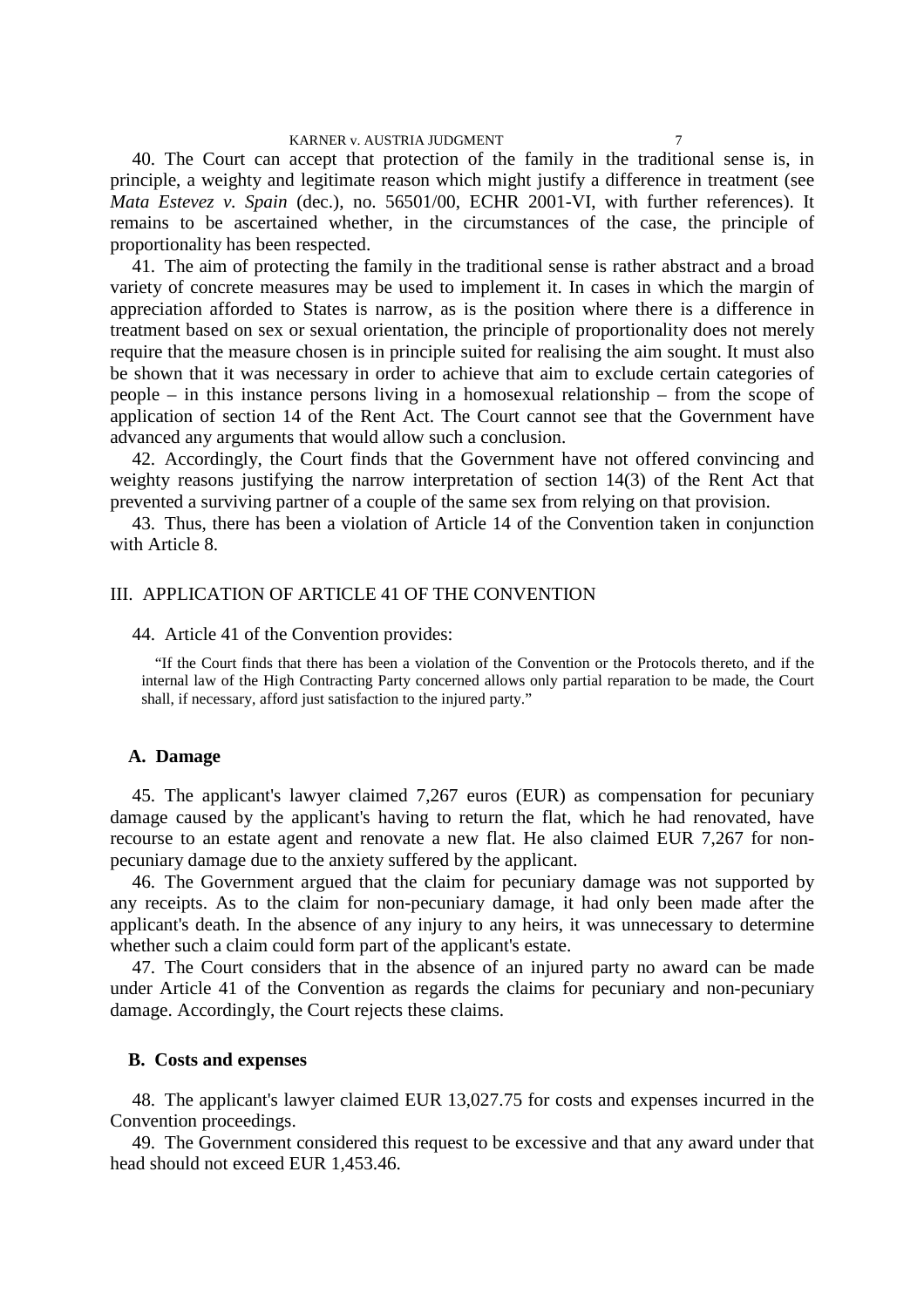40. The Court can accept that protection of the family in the traditional sense is, in principle, a weighty and legitimate reason which might justify a difference in treatment (see *Mata Estevez v. Spain* (dec.), no. 56501/00, ECHR 2001-VI, with further references). It remains to be ascertained whether, in the circumstances of the case, the principle of proportionality has been respected.

41. The aim of protecting the family in the traditional sense is rather abstract and a broad variety of concrete measures may be used to implement it. In cases in which the margin of appreciation afforded to States is narrow, as is the position where there is a difference in treatment based on sex or sexual orientation, the principle of proportionality does not merely require that the measure chosen is in principle suited for realising the aim sought. It must also be shown that it was necessary in order to achieve that aim to exclude certain categories of people – in this instance persons living in a homosexual relationship – from the scope of application of section 14 of the Rent Act. The Court cannot see that the Government have advanced any arguments that would allow such a conclusion.

42. Accordingly, the Court finds that the Government have not offered convincing and weighty reasons justifying the narrow interpretation of section 14(3) of the Rent Act that prevented a surviving partner of a couple of the same sex from relying on that provision.

43. Thus, there has been a violation of Article 14 of the Convention taken in conjunction with Article 8.

## III. APPLICATION OF ARTICLE 41 OF THE CONVENTION

44. Article 41 of the Convention provides:

> "If the Court finds that there has been a violation of the Convention or the Protocols thereto, and if the internal law of the High Contracting Party concerned allows only partial reparation to be made, the Court shall, if necessary, afford just satisfaction to the injured party."

### A. Damage

45. The applicant's lawyer claimed 7,267 euros (EUR) as compensation for pecuniary damage caused by the applicant's having to return the flat, which he had renovated, have recourse to an estate agent and renovate a new flat. He also claimed EUR 7,267 for non-pecuniary damage due to the anxiety suffered by the applicant.

46. The Government argued that the claim for pecuniary damage was not supported by any receipts. As to the claim for non-pecuniary damage, it had only been made after the applicant's death. In the absence of any injury to any heirs, it was unnecessary to determine whether such a claim could form part of the applicant's estate.

47. The Court considers that in the absence of an injured party no award can be made under Article 41 of the Convention as regards the claims for pecuniary and non-pecuniary damage. Accordingly, the Court rejects these claims.

### B. Costs and expenses

48. The applicant's lawyer claimed EUR 13,027.75 for costs and expenses incurred in the Convention proceedings.

49. The Government considered this request to be excessive and that any award under that head should not exceed EUR 1,453.46.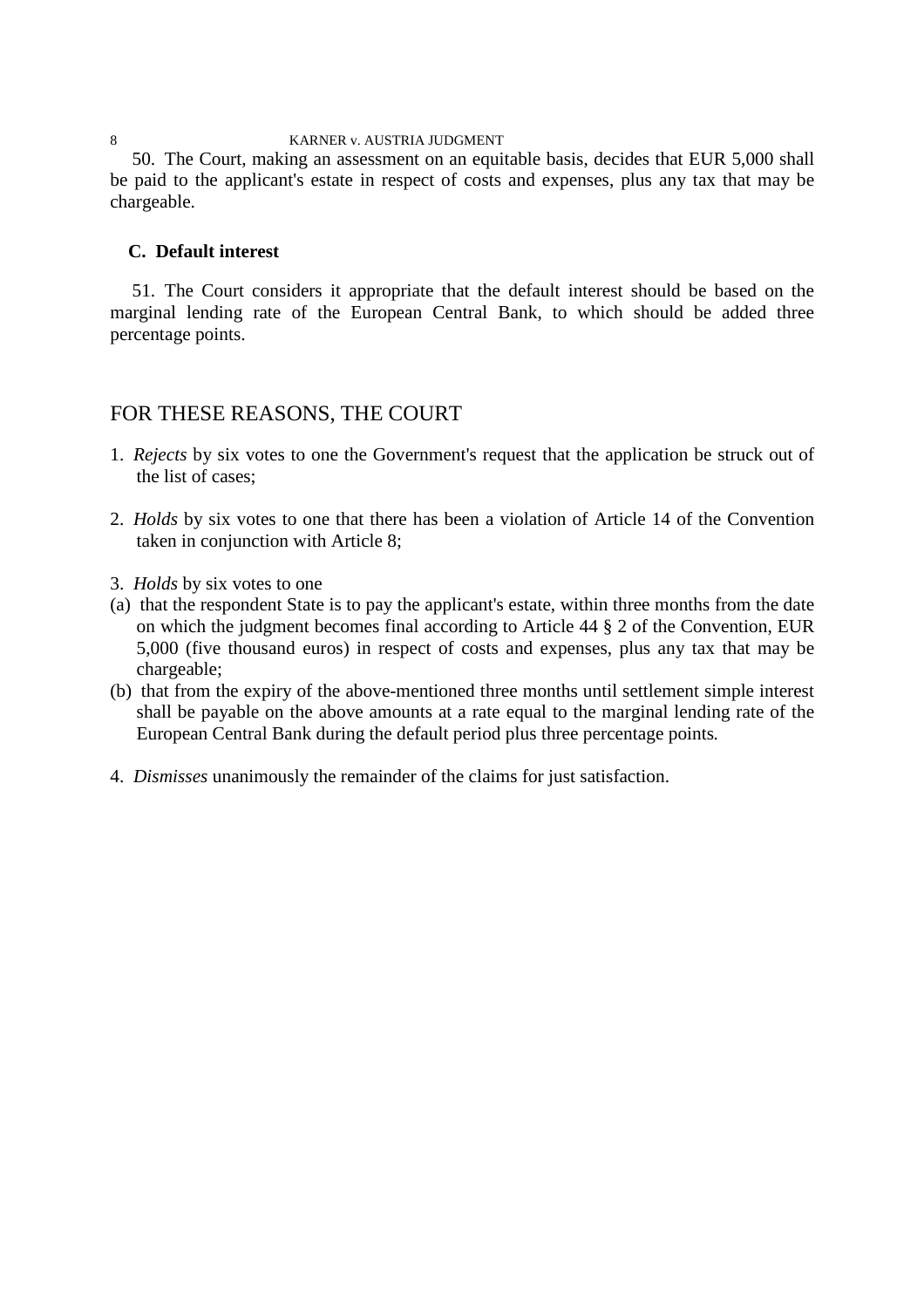50. The Court, making an assessment on an equitable basis, decides that EUR 5,000 shall be paid to the applicant's estate in respect of costs and expenses, plus any tax that may be chargeable.

### C. Default interest

51. The Court considers it appropriate that the default interest should be based on the marginal lending rate of the European Central Bank, to which should be added three percentage points.

## FOR THESE REASONS, THE COURT

1. *Rejects* by six votes to one the Government's request that the application be struck out of the list of cases;

2. *Holds* by six votes to one that there has been a violation of Article 14 of the Convention taken in conjunction with Article 8;

3. *Holds* by six votes to one
(a) that the respondent State is to pay the applicant's estate, within three months from the date on which the judgment becomes final according to Article 44 § 2 of the Convention, EUR 5,000 (five thousand euros) in respect of costs and expenses, plus any tax that may be chargeable;
(b) that from the expiry of the above-mentioned three months until settlement simple interest shall be payable on the above amounts at a rate equal to the marginal lending rate of the European Central Bank during the default period plus three percentage points.

4. *Dismisses* unanimously the remainder of the claims for just satisfaction.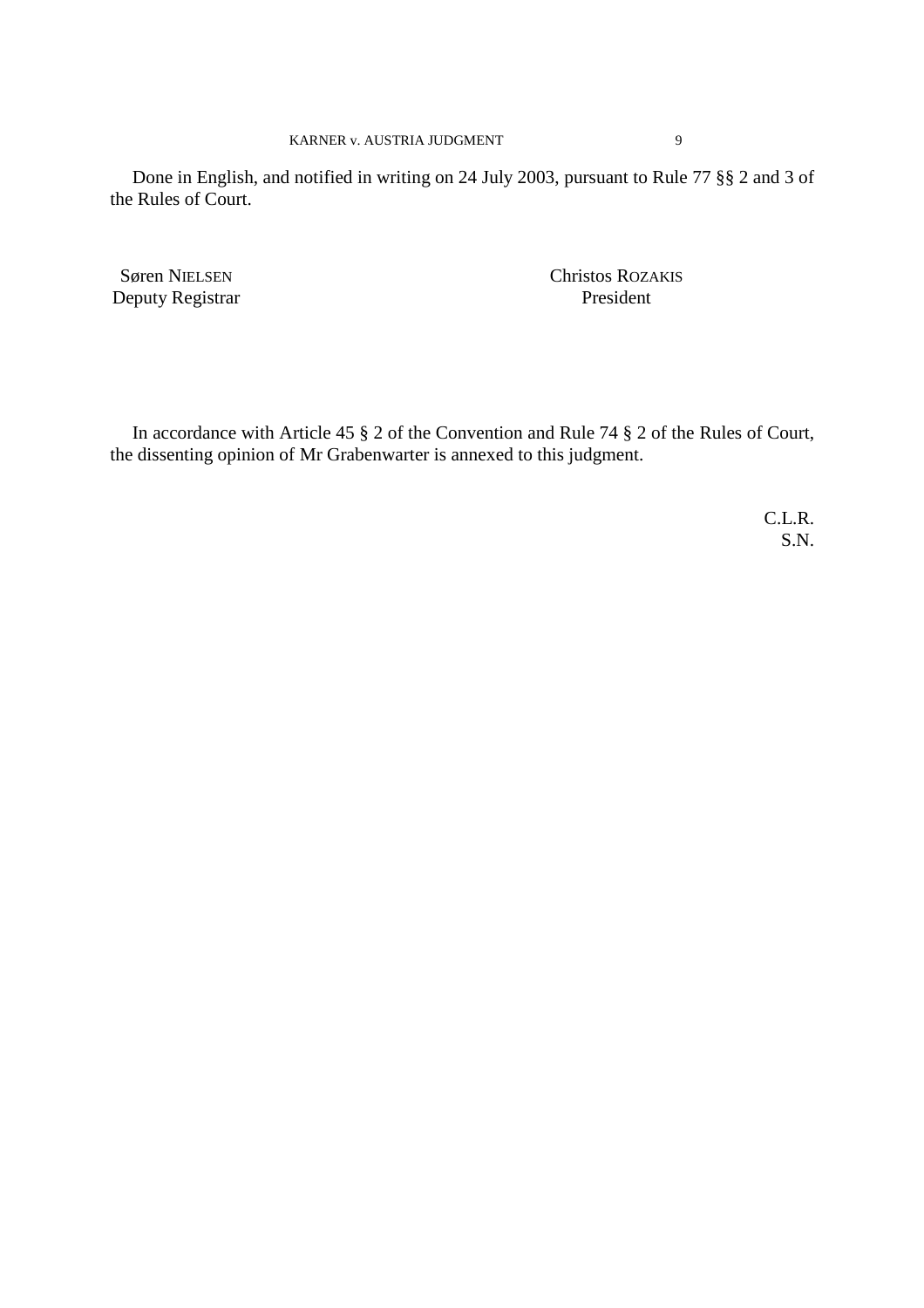Done in English, and notified in writing on 24 July 2003, pursuant to Rule 77 §§ 2 and 3 of the Rules of Court.

| Søren NIELSEN | Christos ROZAKIS |
|---|---|
| Deputy Registrar | President |

In accordance with Article 45 § 2 of the Convention and Rule 74 § 2 of the Rules of Court, the dissenting opinion of Mr Grabenwarter is annexed to this judgment.

C.L.R.
S.N.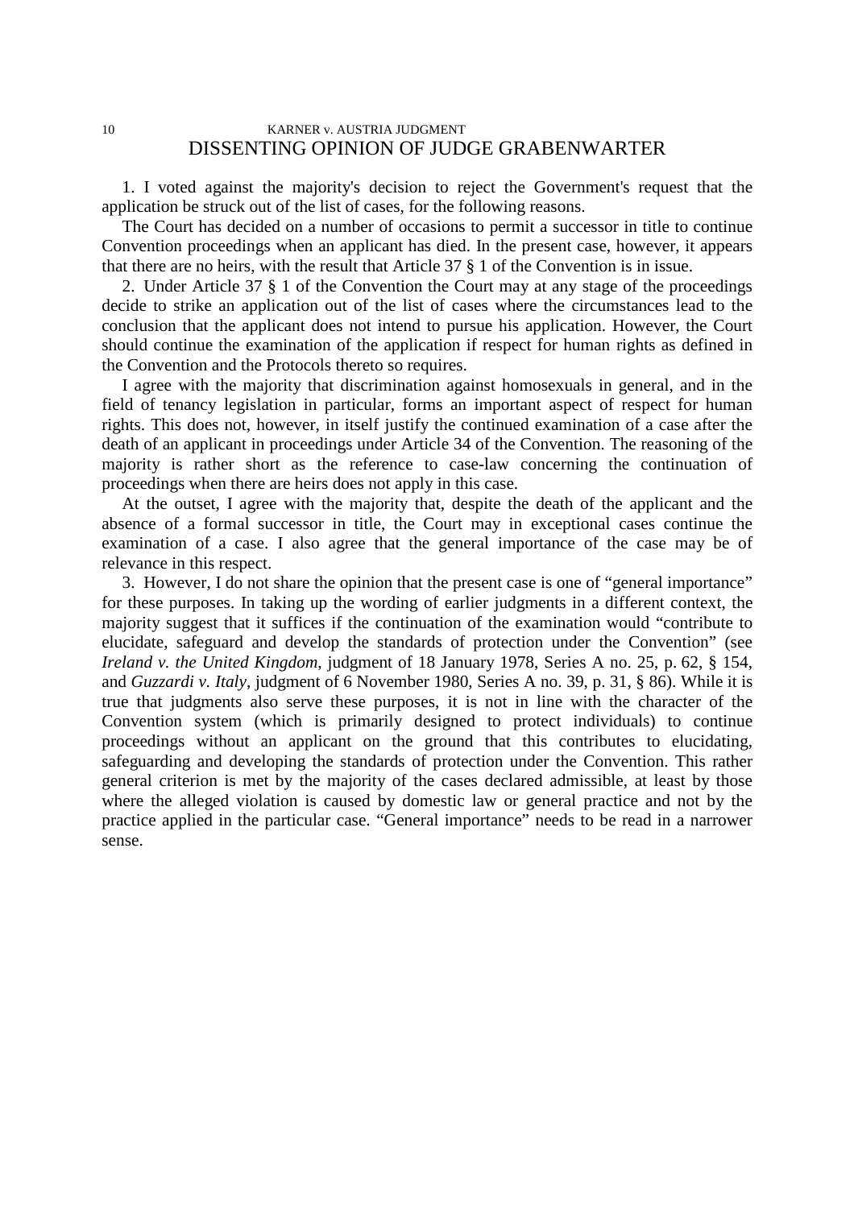## DISSENTING OPINION OF JUDGE GRABENWARTER

1. I voted against the majority's decision to reject the Government's request that the application be struck out of the list of cases, for the following reasons.

The Court has decided on a number of occasions to permit a successor in title to continue Convention proceedings when an applicant has died. In the present case, however, it appears that there are no heirs, with the result that Article 37 § 1 of the Convention is in issue.

2. Under Article 37 § 1 of the Convention the Court may at any stage of the proceedings decide to strike an application out of the list of cases where the circumstances lead to the conclusion that the applicant does not intend to pursue his application. However, the Court should continue the examination of the application if respect for human rights as defined in the Convention and the Protocols thereto so requires.

I agree with the majority that discrimination against homosexuals in general, and in the field of tenancy legislation in particular, forms an important aspect of respect for human rights. This does not, however, in itself justify the continued examination of a case after the death of an applicant in proceedings under Article 34 of the Convention. The reasoning of the majority is rather short as the reference to case-law concerning the continuation of proceedings when there are heirs does not apply in this case.

At the outset, I agree with the majority that, despite the death of the applicant and the absence of a formal successor in title, the Court may in exceptional cases continue the examination of a case. I also agree that the general importance of the case may be of relevance in this respect.

3. However, I do not share the opinion that the present case is one of "general importance" for these purposes. In taking up the wording of earlier judgments in a different context, the majority suggest that it suffices if the continuation of the examination would "contribute to elucidate, safeguard and develop the standards of protection under the Convention" (see *Ireland v. the United Kingdom*, judgment of 18 January 1978, Series A no. 25, p. 62, § 154, and *Guzzardi v. Italy*, judgment of 6 November 1980, Series A no. 39, p. 31, § 86). While it is true that judgments also serve these purposes, it is not in line with the character of the Convention system (which is primarily designed to protect individuals) to continue proceedings without an applicant on the ground that this contributes to elucidating, safeguarding and developing the standards of protection under the Convention. This rather general criterion is met by the majority of the cases declared admissible, at least by those where the alleged violation is caused by domestic law or general practice and not by the practice applied in the particular case. "General importance" needs to be read in a narrower sense.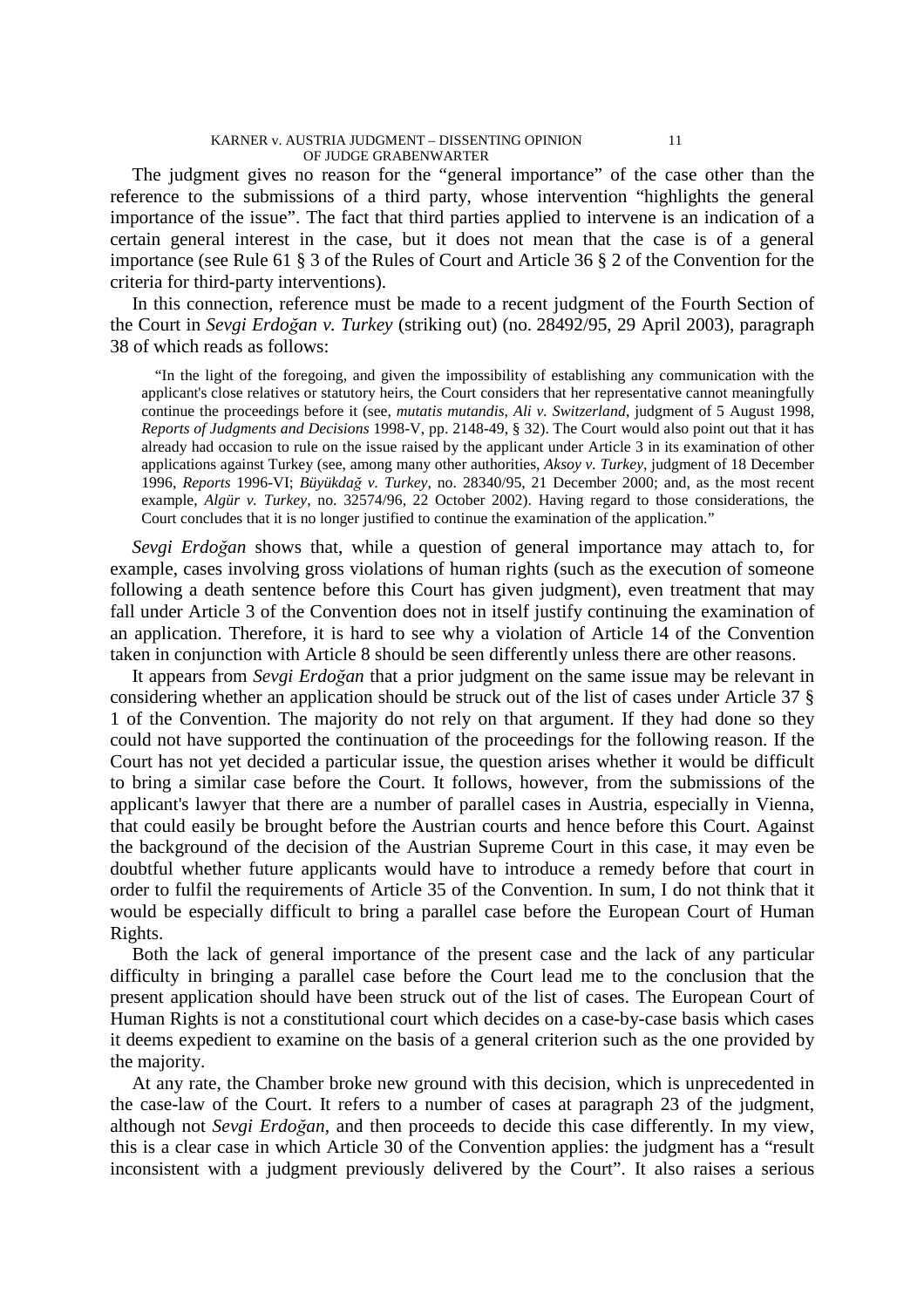The judgment gives no reason for the "general importance" of the case other than the reference to the submissions of a third party, whose intervention "highlights the general importance of the issue". The fact that third parties applied to intervene is an indication of a certain general interest in the case, but it does not mean that the case is of a general importance (see Rule 61 § 3 of the Rules of Court and Article 36 § 2 of the Convention for the criteria for third-party interventions).

In this connection, reference must be made to a recent judgment of the Fourth Section of the Court in *Sevgi Erdoğan v. Turkey* (striking out) (no. 28492/95, 29 April 2003), paragraph 38 of which reads as follows:

> "In the light of the foregoing, and given the impossibility of establishing any communication with the applicant's close relatives or statutory heirs, the Court considers that her representative cannot meaningfully continue the proceedings before it (see, *mutatis mutandis*, *Ali v. Switzerland*, judgment of 5 August 1998, *Reports of Judgments and Decisions* 1998-V, pp. 2148-49, § 32). The Court would also point out that it has already had occasion to rule on the issue raised by the applicant under Article 3 in its examination of other applications against Turkey (see, among many other authorities, *Aksoy v. Turkey*, judgment of 18 December 1996, *Reports* 1996-VI; *Büyükdağ v. Turkey*, no. 28340/95, 21 December 2000; and, as the most recent example, *Algür v. Turkey*, no. 32574/96, 22 October 2002). Having regard to those considerations, the Court concludes that it is no longer justified to continue the examination of the application."

*Sevgi Erdoğan* shows that, while a question of general importance may attach to, for example, cases involving gross violations of human rights (such as the execution of someone following a death sentence before this Court has given judgment), even treatment that may fall under Article 3 of the Convention does not in itself justify continuing the examination of an application. Therefore, it is hard to see why a violation of Article 14 of the Convention taken in conjunction with Article 8 should be seen differently unless there are other reasons.

It appears from *Sevgi Erdoğan* that a prior judgment on the same issue may be relevant in considering whether an application should be struck out of the list of cases under Article 37 § 1 of the Convention. The majority do not rely on that argument. If they had done so they could not have supported the continuation of the proceedings for the following reason. If the Court has not yet decided a particular issue, the question arises whether it would be difficult to bring a similar case before the Court. It follows, however, from the submissions of the applicant's lawyer that there are a number of parallel cases in Austria, especially in Vienna, that could easily be brought before the Austrian courts and hence before this Court. Against the background of the decision of the Austrian Supreme Court in this case, it may even be doubtful whether future applicants would have to introduce a remedy before that court in order to fulfil the requirements of Article 35 of the Convention. In sum, I do not think that it would be especially difficult to bring a parallel case before the European Court of Human Rights.

Both the lack of general importance of the present case and the lack of any particular difficulty in bringing a parallel case before the Court lead me to the conclusion that the present application should have been struck out of the list of cases. The European Court of Human Rights is not a constitutional court which decides on a case-by-case basis which cases it deems expedient to examine on the basis of a general criterion such as the one provided by the majority.

At any rate, the Chamber broke new ground with this decision, which is unprecedented in the case-law of the Court. It refers to a number of cases at paragraph 23 of the judgment, although not *Sevgi Erdoğan*, and then proceeds to decide this case differently. In my view, this is a clear case in which Article 30 of the Convention applies: the judgment has a "result inconsistent with a judgment previously delivered by the Court". It also raises a serious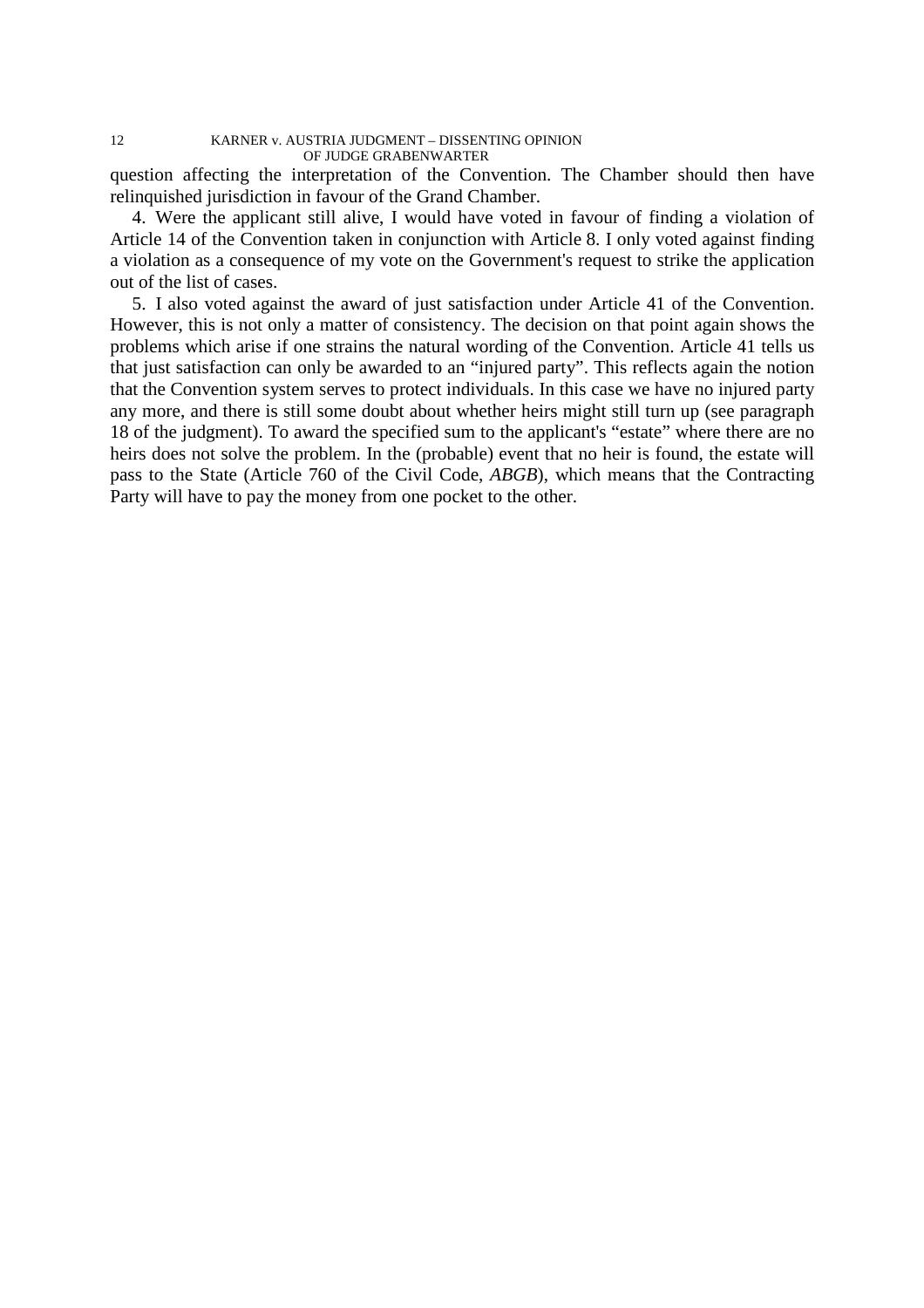question affecting the interpretation of the Convention. The Chamber should then have relinquished jurisdiction in favour of the Grand Chamber.

4. Were the applicant still alive, I would have voted in favour of finding a violation of Article 14 of the Convention taken in conjunction with Article 8. I only voted against finding a violation as a consequence of my vote on the Government's request to strike the application out of the list of cases.

5. I also voted against the award of just satisfaction under Article 41 of the Convention. However, this is not only a matter of consistency. The decision on that point again shows the problems which arise if one strains the natural wording of the Convention. Article 41 tells us that just satisfaction can only be awarded to an "injured party". This reflects again the notion that the Convention system serves to protect individuals. In this case we have no injured party any more, and there is still some doubt about whether heirs might still turn up (see paragraph 18 of the judgment). To award the specified sum to the applicant's "estate" where there are no heirs does not solve the problem. In the (probable) event that no heir is found, the estate will pass to the State (Article 760 of the Civil Code, *ABGB*), which means that the Contracting Party will have to pay the money from one pocket to the other.